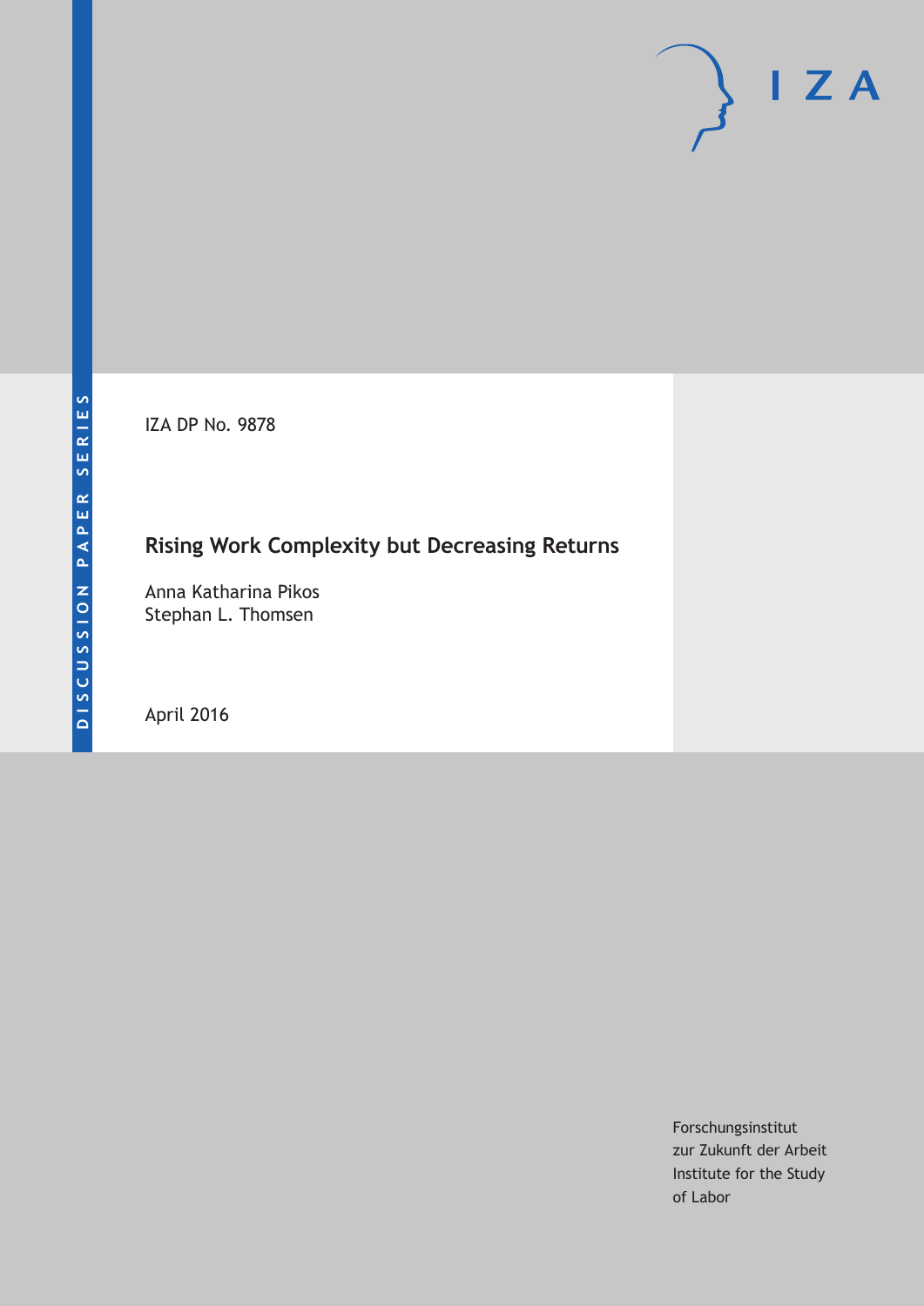DISCUSSION PAPER SERIES

IZA DP No. 9878

# Rising Work Complexity but Decreasing Returns

Anna Katharina Pikos
Stephan L. Thomsen

April 2016

Forschungsinstitut
zur Zukunft der Arbeit
Institute for the Study
of Labor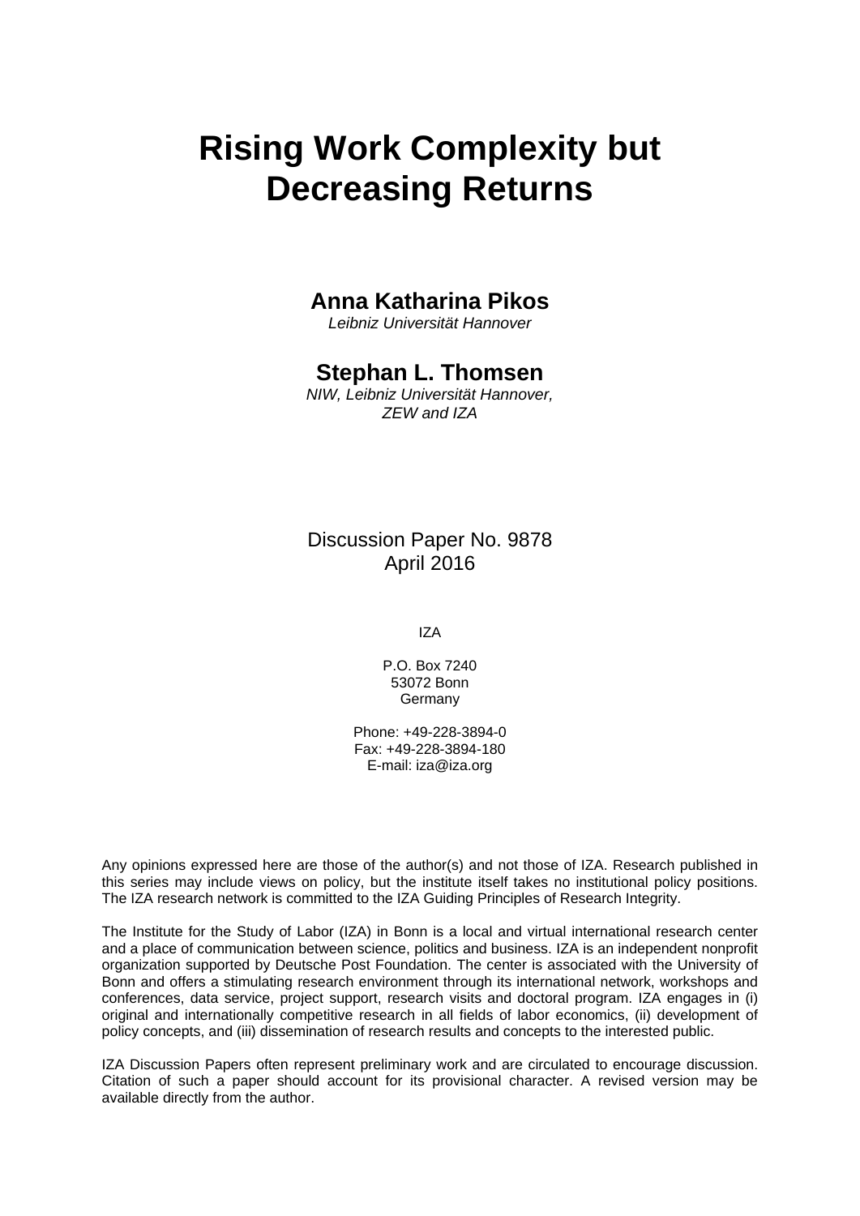# Rising Work Complexity but Decreasing Returns

**Anna Katharina Pikos**
*Leibniz Universität Hannover*

**Stephan L. Thomsen**
*NIW, Leibniz Universität Hannover, ZEW and IZA*

Discussion Paper No. 9878
April 2016

IZA

P.O. Box 7240
53072 Bonn
Germany

Phone: +49-228-3894-0
Fax: +49-228-3894-180
E-mail: iza@iza.org

Any opinions expressed here are those of the author(s) and not those of IZA. Research published in this series may include views on policy, but the institute itself takes no institutional policy positions. The IZA research network is committed to the IZA Guiding Principles of Research Integrity.

The Institute for the Study of Labor (IZA) in Bonn is a local and virtual international research center and a place of communication between science, politics and business. IZA is an independent nonprofit organization supported by Deutsche Post Foundation. The center is associated with the University of Bonn and offers a stimulating research environment through its international network, workshops and conferences, data service, project support, research visits and doctoral program. IZA engages in (i) original and internationally competitive research in all fields of labor economics, (ii) development of policy concepts, and (iii) dissemination of research results and concepts to the interested public.

IZA Discussion Papers often represent preliminary work and are circulated to encourage discussion. Citation of such a paper should account for its provisional character. A revised version may be available directly from the author.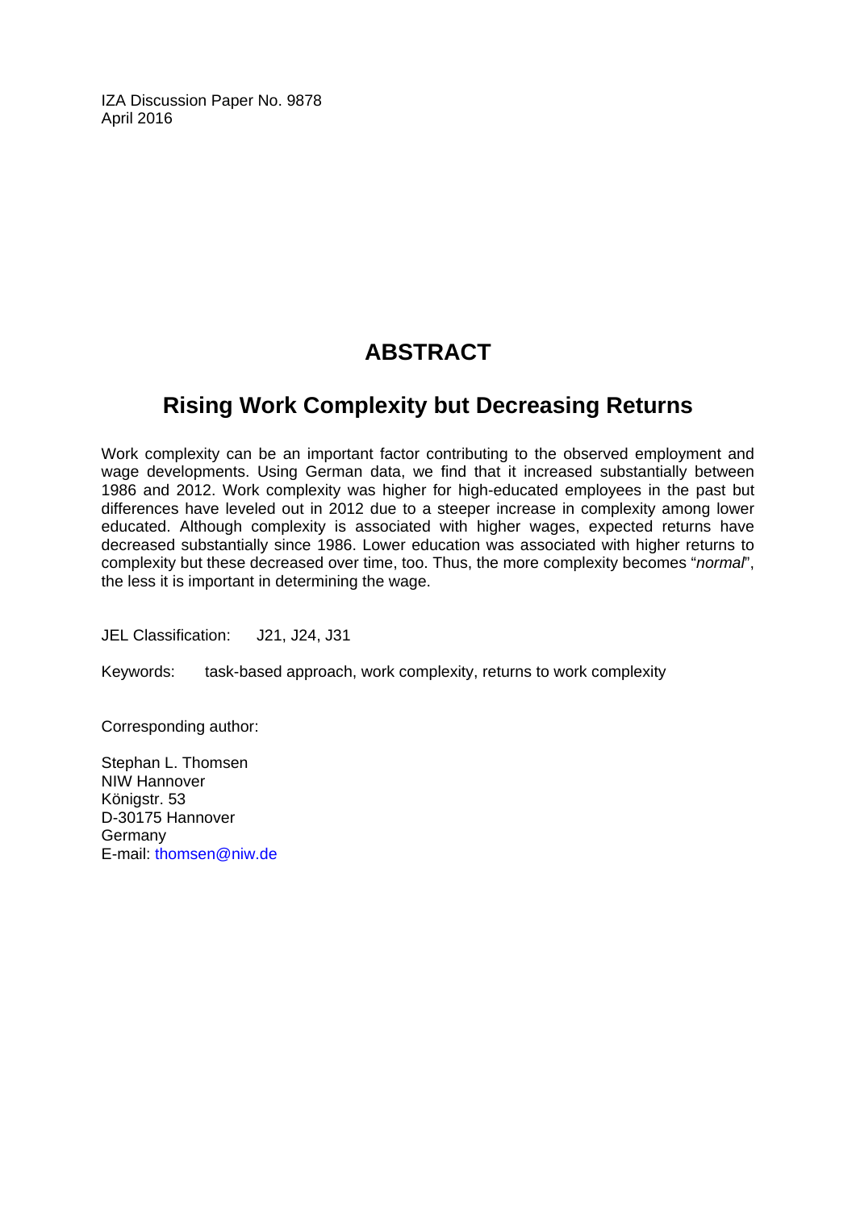IZA Discussion Paper No. 9878
April 2016

# ABSTRACT

## Rising Work Complexity but Decreasing Returns

Work complexity can be an important factor contributing to the observed employment and wage developments. Using German data, we find that it increased substantially between 1986 and 2012. Work complexity was higher for high-educated employees in the past but differences have leveled out in 2012 due to a steeper increase in complexity among lower educated. Although complexity is associated with higher wages, expected returns have decreased substantially since 1986. Lower education was associated with higher returns to complexity but these decreased over time, too. Thus, the more complexity becomes "*normal*", the less it is important in determining the wage.

JEL Classification: J21, J24, J31

Keywords: task-based approach, work complexity, returns to work complexity

Corresponding author:

Stephan L. Thomsen
NIW Hannover
Königstr. 53
D-30175 Hannover
Germany
E-mail: thomsen@niw.de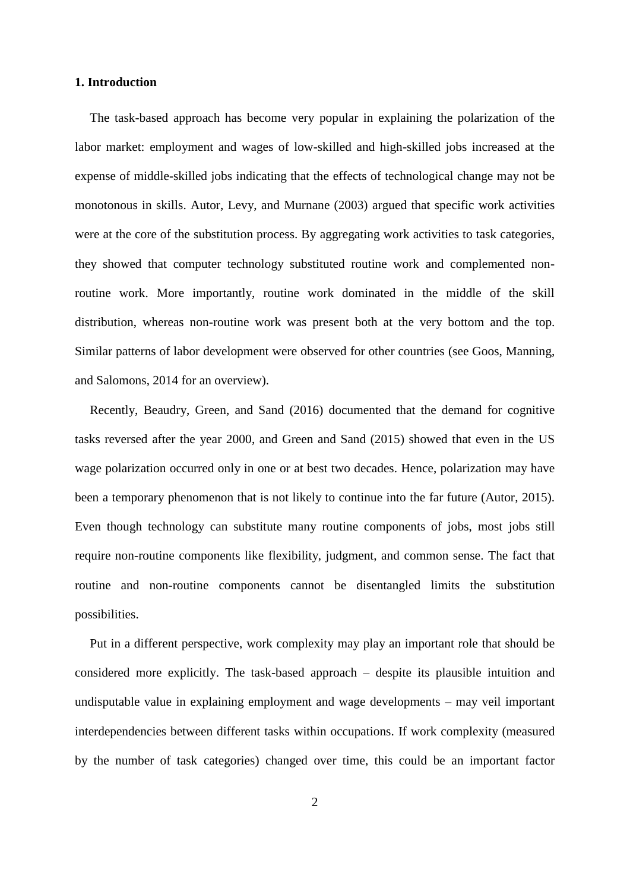## 1. Introduction

The task-based approach has become very popular in explaining the polarization of the labor market: employment and wages of low-skilled and high-skilled jobs increased at the expense of middle-skilled jobs indicating that the effects of technological change may not be monotonous in skills. Autor, Levy, and Murnane (2003) argued that specific work activities were at the core of the substitution process. By aggregating work activities to task categories, they showed that computer technology substituted routine work and complemented non-routine work. More importantly, routine work dominated in the middle of the skill distribution, whereas non-routine work was present both at the very bottom and the top. Similar patterns of labor development were observed for other countries (see Goos, Manning, and Salomons, 2014 for an overview).

Recently, Beaudry, Green, and Sand (2016) documented that the demand for cognitive tasks reversed after the year 2000, and Green and Sand (2015) showed that even in the US wage polarization occurred only in one or at best two decades. Hence, polarization may have been a temporary phenomenon that is not likely to continue into the far future (Autor, 2015). Even though technology can substitute many routine components of jobs, most jobs still require non-routine components like flexibility, judgment, and common sense. The fact that routine and non-routine components cannot be disentangled limits the substitution possibilities.

Put in a different perspective, work complexity may play an important role that should be considered more explicitly. The task-based approach – despite its plausible intuition and undisputable value in explaining employment and wage developments – may veil important interdependencies between different tasks within occupations. If work complexity (measured by the number of task categories) changed over time, this could be an important factor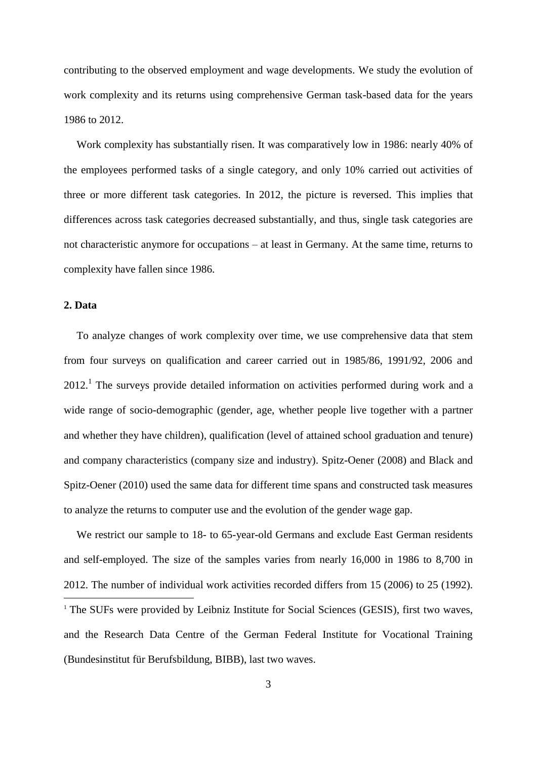contributing to the observed employment and wage developments. We study the evolution of work complexity and its returns using comprehensive German task-based data for the years 1986 to 2012.

Work complexity has substantially risen. It was comparatively low in 1986: nearly 40% of the employees performed tasks of a single category, and only 10% carried out activities of three or more different task categories. In 2012, the picture is reversed. This implies that differences across task categories decreased substantially, and thus, single task categories are not characteristic anymore for occupations – at least in Germany. At the same time, returns to complexity have fallen since 1986.

## 2. Data

To analyze changes of work complexity over time, we use comprehensive data that stem from four surveys on qualification and career carried out in 1985/86, 1991/92, 2006 and 2012.[1] The surveys provide detailed information on activities performed during work and a wide range of socio-demographic (gender, age, whether people live together with a partner and whether they have children), qualification (level of attained school graduation and tenure) and company characteristics (company size and industry). Spitz-Oener (2008) and Black and Spitz-Oener (2010) used the same data for different time spans and constructed task measures to analyze the returns to computer use and the evolution of the gender wage gap.

We restrict our sample to 18- to 65-year-old Germans and exclude East German residents and self-employed. The size of the samples varies from nearly 16,000 in 1986 to 8,700 in 2012. The number of individual work activities recorded differs from 15 (2006) to 25 (1992).

[1] The SUFs were provided by Leibniz Institute for Social Sciences (GESIS), first two waves, and the Research Data Centre of the German Federal Institute for Vocational Training (Bundesinstitut für Berufsbildung, BIBB), last two waves.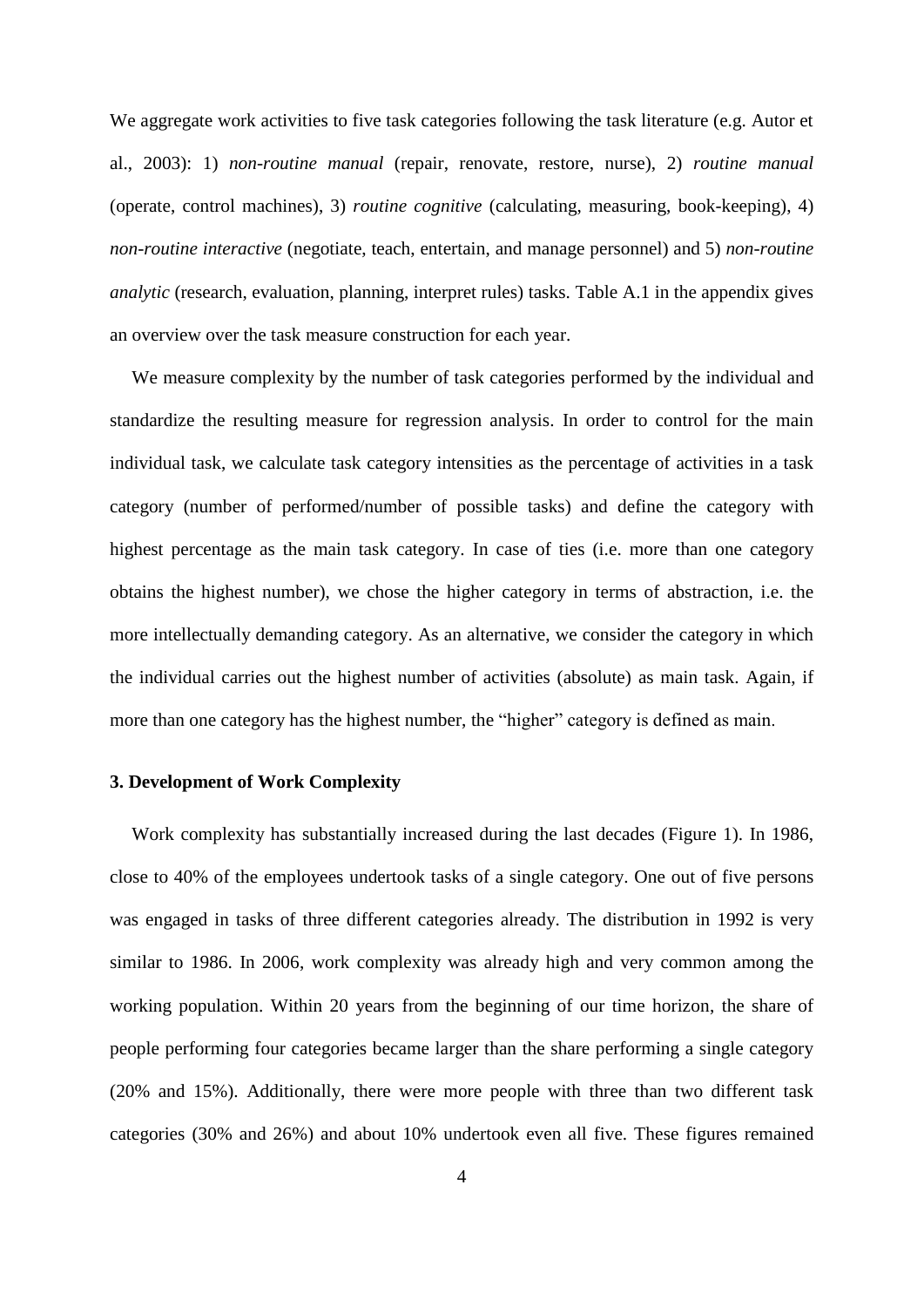We aggregate work activities to five task categories following the task literature (e.g. Autor et al., 2003): 1) *non-routine manual* (repair, renovate, restore, nurse), 2) *routine manual* (operate, control machines), 3) *routine cognitive* (calculating, measuring, book-keeping), 4) *non-routine interactive* (negotiate, teach, entertain, and manage personnel) and 5) *non-routine analytic* (research, evaluation, planning, interpret rules) tasks. Table A.1 in the appendix gives an overview over the task measure construction for each year.

We measure complexity by the number of task categories performed by the individual and standardize the resulting measure for regression analysis. In order to control for the main individual task, we calculate task category intensities as the percentage of activities in a task category (number of performed/number of possible tasks) and define the category with highest percentage as the main task category. In case of ties (i.e. more than one category obtains the highest number), we chose the higher category in terms of abstraction, i.e. the more intellectually demanding category. As an alternative, we consider the category in which the individual carries out the highest number of activities (absolute) as main task. Again, if more than one category has the highest number, the "higher" category is defined as main.

### 3. Development of Work Complexity

Work complexity has substantially increased during the last decades (Figure 1). In 1986, close to 40% of the employees undertook tasks of a single category. One out of five persons was engaged in tasks of three different categories already. The distribution in 1992 is very similar to 1986. In 2006, work complexity was already high and very common among the working population. Within 20 years from the beginning of our time horizon, the share of people performing four categories became larger than the share performing a single category (20% and 15%). Additionally, there were more people with three than two different task categories (30% and 26%) and about 10% undertook even all five. These figures remained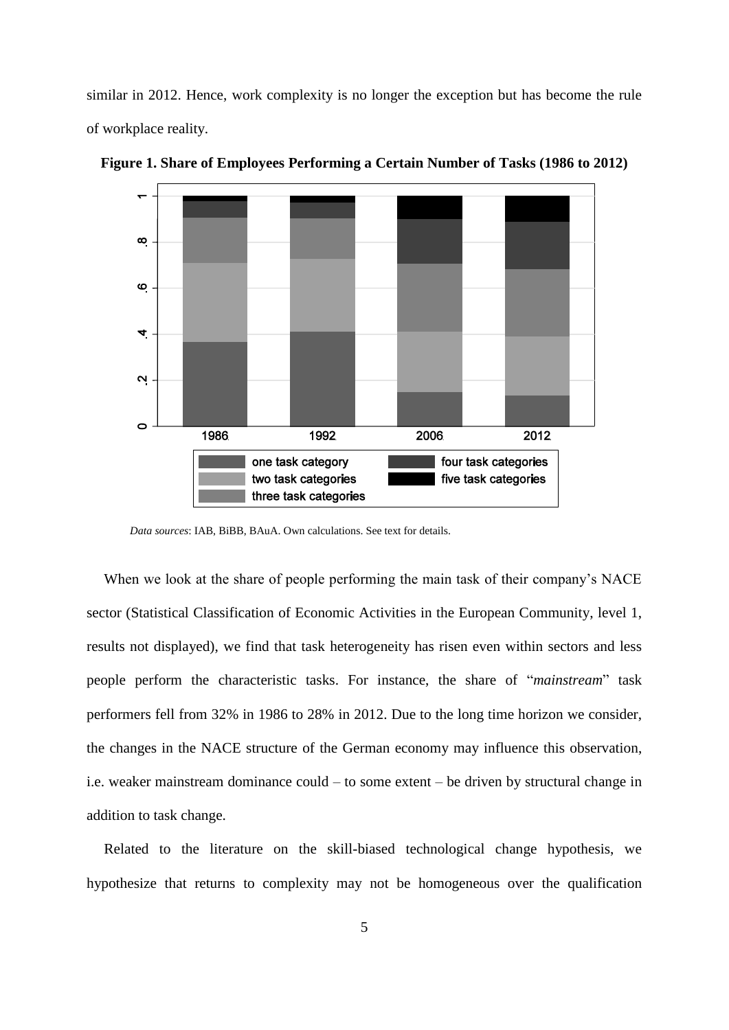similar in 2012. Hence, work complexity is no longer the exception but has become the rule of workplace reality.

**Figure 1. Share of Employees Performing a Certain Number of Tasks (1986 to 2012)**

*Data sources*: IAB, BiBB, BAuA. Own calculations. See text for details.

When we look at the share of people performing the main task of their company's NACE sector (Statistical Classification of Economic Activities in the European Community, level 1, results not displayed), we find that task heterogeneity has risen even within sectors and less people perform the characteristic tasks. For instance, the share of "*mainstream*" task performers fell from 32% in 1986 to 28% in 2012. Due to the long time horizon we consider, the changes in the NACE structure of the German economy may influence this observation, i.e. weaker mainstream dominance could – to some extent – be driven by structural change in addition to task change.

Related to the literature on the skill-biased technological change hypothesis, we hypothesize that returns to complexity may not be homogeneous over the qualification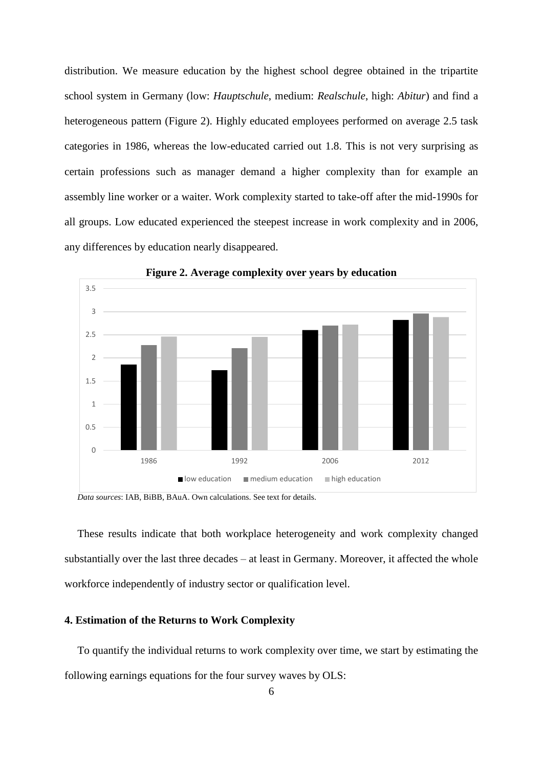distribution. We measure education by the highest school degree obtained in the tripartite school system in Germany (low: *Hauptschule*, medium: *Realschule*, high: *Abitur*) and find a heterogeneous pattern (Figure 2). Highly educated employees performed on average 2.5 task categories in 1986, whereas the low-educated carried out 1.8. This is not very surprising as certain professions such as manager demand a higher complexity than for example an assembly line worker or a waiter. Work complexity started to take-off after the mid-1990s for all groups. Low educated experienced the steepest increase in work complexity and in 2006, any differences by education nearly disappeared.

**Figure 2. Average complexity over years by education**

*Data sources*: IAB, BiBB, BAuA. Own calculations. See text for details.

These results indicate that both workplace heterogeneity and work complexity changed substantially over the last three decades – at least in Germany. Moreover, it affected the whole workforce independently of industry sector or qualification level.

## 4. Estimation of the Returns to Work Complexity

To quantify the individual returns to work complexity over time, we start by estimating the following earnings equations for the four survey waves by OLS: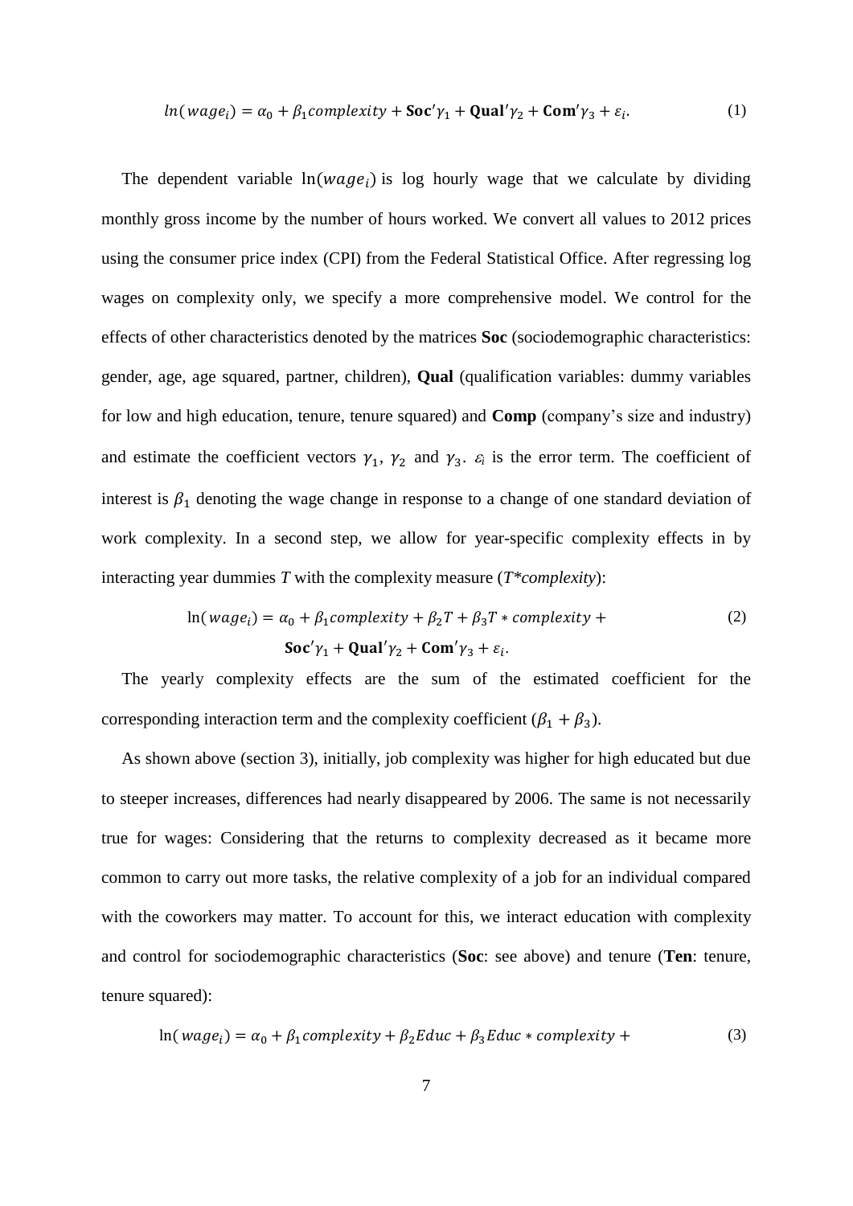$$ln(wage_i) = \alpha_0 + \beta_1 complexity + \mathbf{Soc}'\gamma_1 + \mathbf{Qual}'\gamma_2 + \mathbf{Com}'\gamma_3 + \varepsilon_i. \tag{1}$$

The dependent variable $\ln(wage_i)$ is log hourly wage that we calculate by dividing monthly gross income by the number of hours worked. We convert all values to 2012 prices using the consumer price index (CPI) from the Federal Statistical Office. After regressing log wages on complexity only, we specify a more comprehensive model. We control for the effects of other characteristics denoted by the matrices **Soc** (sociodemographic characteristics: gender, age, age squared, partner, children), **Qual** (qualification variables: dummy variables for low and high education, tenure, tenure squared) and **Comp** (company's size and industry) and estimate the coefficient vectors $\gamma_1$, $\gamma_2$ and $\gamma_3$. $\varepsilon_i$ is the error term. The coefficient of interest is $\beta_1$ denoting the wage change in response to a change of one standard deviation of work complexity. In a second step, we allow for year-specific complexity effects in by interacting year dummies $T$ with the complexity measure ($T$*$complexity$):

$$\ln(wage_i) = \alpha_0 + \beta_1 complexity + \beta_2 T + \beta_3 T * complexity + \mathbf{Soc}'\gamma_1 + \mathbf{Qual}'\gamma_2 + \mathbf{Com}'\gamma_3 + \varepsilon_i. \tag{2}$$

The yearly complexity effects are the sum of the estimated coefficient for the corresponding interaction term and the complexity coefficient ($\beta_1 + \beta_3$).

As shown above (section 3), initially, job complexity was higher for high educated but due to steeper increases, differences had nearly disappeared by 2006. The same is not necessarily true for wages: Considering that the returns to complexity decreased as it became more common to carry out more tasks, the relative complexity of a job for an individual compared with the coworkers may matter. To account for this, we interact education with complexity and control for sociodemographic characteristics (**Soc**: see above) and tenure (**Ten**: tenure, tenure squared):

$$\ln(wage_i) = \alpha_0 + \beta_1 complexity + \beta_2 Educ + \beta_3 Educ * complexity + \tag{3}$$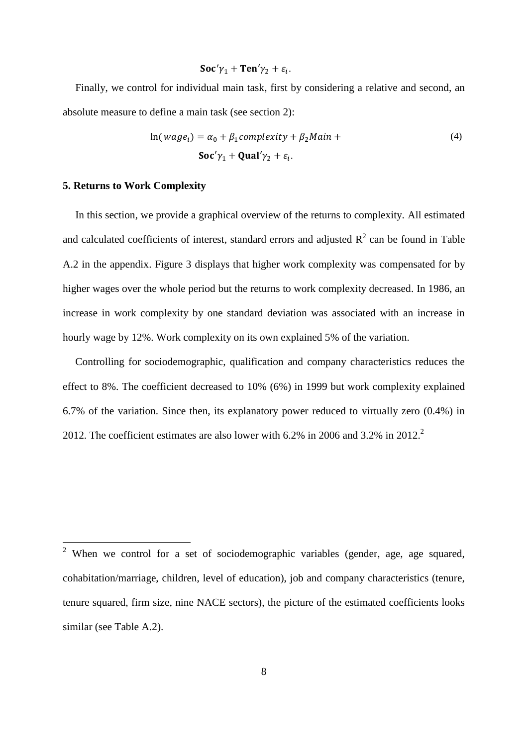$$\mathbf{Soc}'\gamma_1 + \mathbf{Ten}'\gamma_2 + \varepsilon_i.$$

Finally, we control for individual main task, first by considering a relative and second, an absolute measure to define a main task (see section 2):

$$\ln(wage_i) = \alpha_0 + \beta_1 complexity + \beta_2 Main + \mathbf{Soc}'\gamma_1 + \mathbf{Qual}'\gamma_2 + \varepsilon_i. \tag{4}$$

## 5. Returns to Work Complexity

In this section, we provide a graphical overview of the returns to complexity. All estimated and calculated coefficients of interest, standard errors and adjusted $R^2$ can be found in Table A.2 in the appendix. Figure 3 displays that higher work complexity was compensated for by higher wages over the whole period but the returns to work complexity decreased. In 1986, an increase in work complexity by one standard deviation was associated with an increase in hourly wage by 12%. Work complexity on its own explained 5% of the variation.

Controlling for sociodemographic, qualification and company characteristics reduces the effect to 8%. The coefficient decreased to 10% (6%) in 1999 but work complexity explained 6.7% of the variation. Since then, its explanatory power reduced to virtually zero (0.4%) in 2012. The coefficient estimates are also lower with 6.2% in 2006 and 3.2% in 2012.[2]

[2] When we control for a set of sociodemographic variables (gender, age, age squared, cohabitation/marriage, children, level of education), job and company characteristics (tenure, tenure squared, firm size, nine NACE sectors), the picture of the estimated coefficients looks similar (see Table A.2).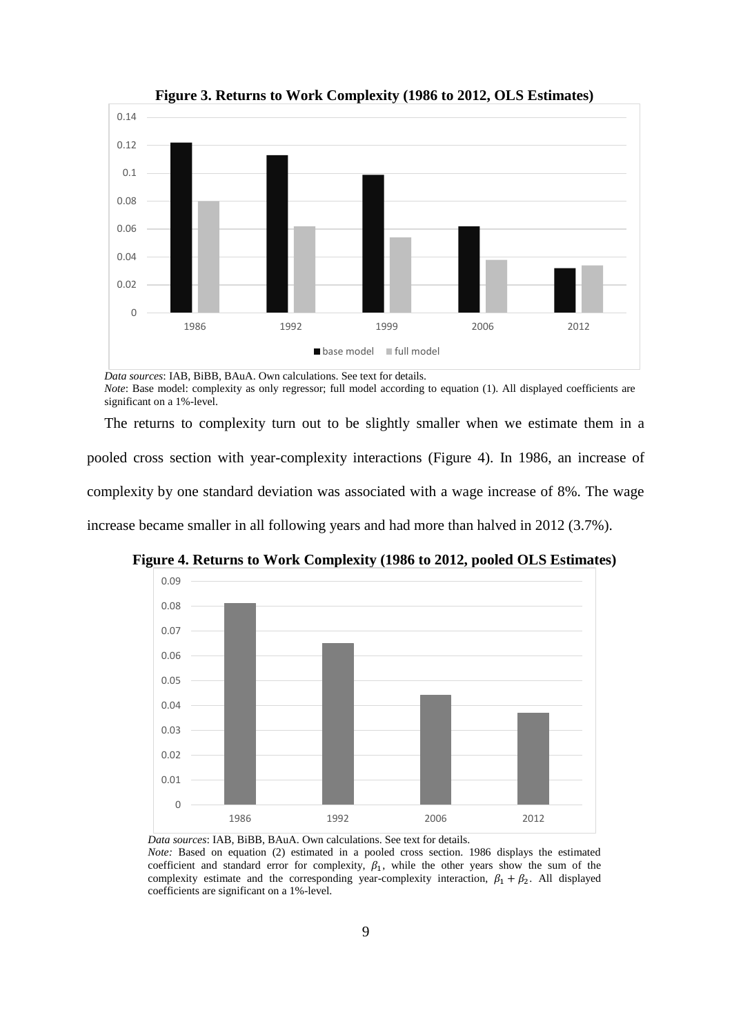**Figure 3. Returns to Work Complexity (1986 to 2012, OLS Estimates)**

*Data sources*: IAB, BiBB, BAuA. Own calculations. See text for details.
*Note*: Base model: complexity as only regressor; full model according to equation (1). All displayed coefficients are significant on a 1%-level.

The returns to complexity turn out to be slightly smaller when we estimate them in a pooled cross section with year-complexity interactions (Figure 4). In 1986, an increase of complexity by one standard deviation was associated with a wage increase of 8%. The wage increase became smaller in all following years and had more than halved in 2012 (3.7%).

**Figure 4. Returns to Work Complexity (1986 to 2012, pooled OLS Estimates)**

*Data sources*: IAB, BiBB, BAuA. Own calculations. See text for details.
*Note:* Based on equation (2) estimated in a pooled cross section. 1986 displays the estimated coefficient and standard error for complexity, $\beta_1$, while the other years show the sum of the complexity estimate and the corresponding year-complexity interaction, $\beta_1 + \beta_2$. All displayed coefficients are significant on a 1%-level.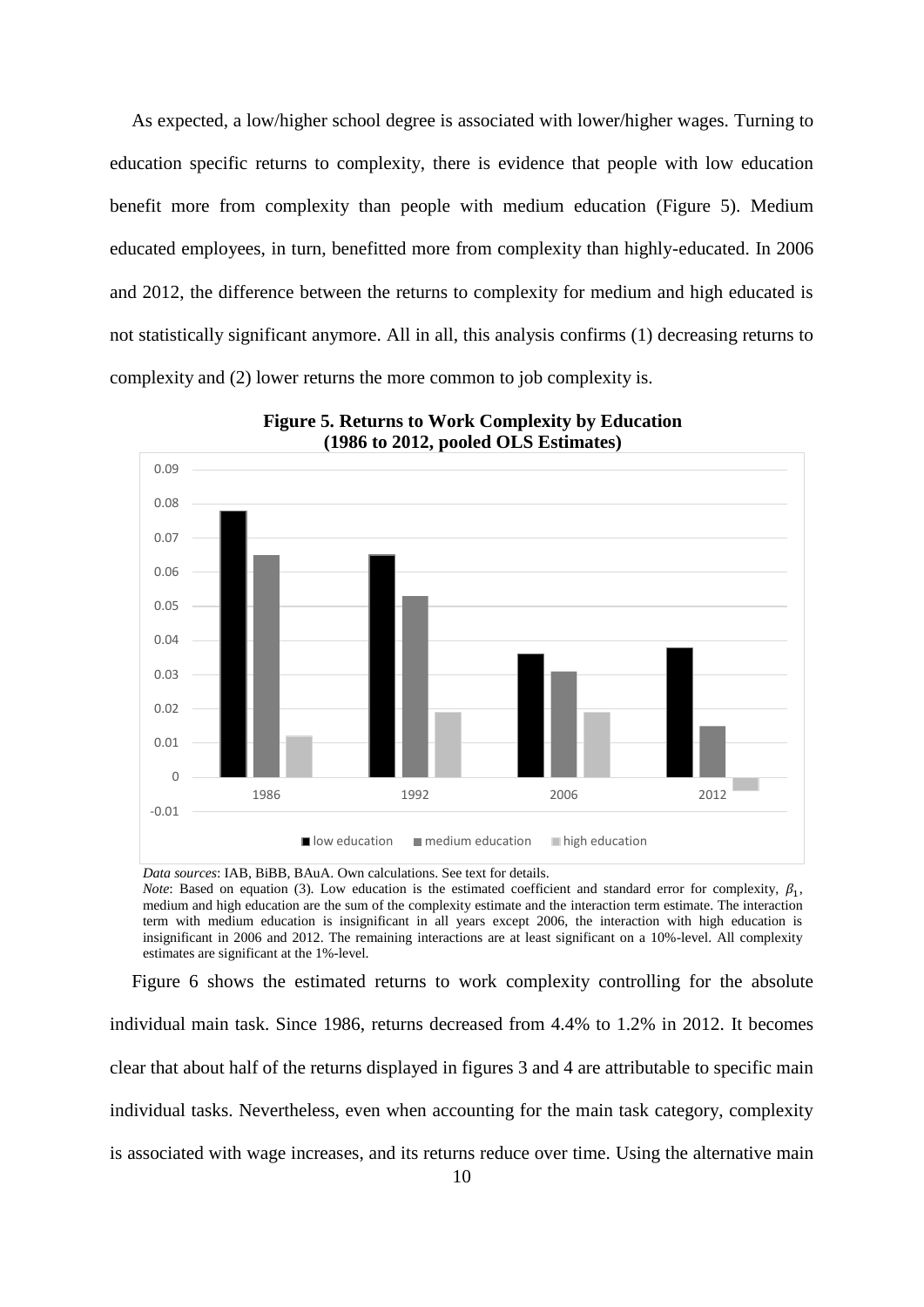As expected, a low/higher school degree is associated with lower/higher wages. Turning to education specific returns to complexity, there is evidence that people with low education benefit more from complexity than people with medium education (Figure 5). Medium educated employees, in turn, benefitted more from complexity than highly-educated. In 2006 and 2012, the difference between the returns to complexity for medium and high educated is not statistically significant anymore. All in all, this analysis confirms (1) decreasing returns to complexity and (2) lower returns the more common to job complexity is.

**Figure 5. Returns to Work Complexity by Education (1986 to 2012, pooled OLS Estimates)**

*Data sources*: IAB, BiBB, BAuA. Own calculations. See text for details.
*Note*: Based on equation (3). Low education is the estimated coefficient and standard error for complexity, $\beta_1$, medium and high education are the sum of the complexity estimate and the interaction term estimate. The interaction term with medium education is insignificant in all years except 2006, the interaction with high education is insignificant in 2006 and 2012. The remaining interactions are at least significant on a 10%-level. All complexity estimates are significant at the 1%-level.

Figure 6 shows the estimated returns to work complexity controlling for the absolute individual main task. Since 1986, returns decreased from 4.4% to 1.2% in 2012. It becomes clear that about half of the returns displayed in figures 3 and 4 are attributable to specific main individual tasks. Nevertheless, even when accounting for the main task category, complexity is associated with wage increases, and its returns reduce over time. Using the alternative main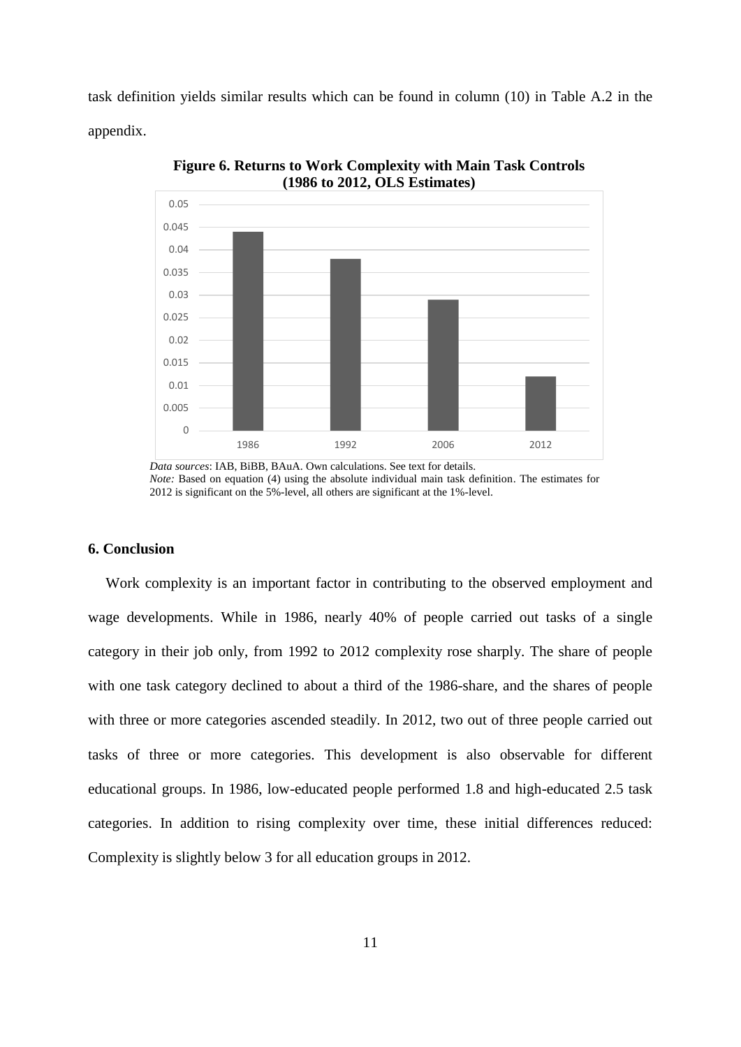task definition yields similar results which can be found in column (10) in Table A.2 in the appendix.

**Figure 6. Returns to Work Complexity with Main Task Controls (1986 to 2012, OLS Estimates)**

*Data sources*: IAB, BiBB, BAuA. Own calculations. See text for details.
*Note:* Based on equation (4) using the absolute individual main task definition. The estimates for 2012 is significant on the 5%-level, all others are significant at the 1%-level.

## 6. Conclusion

Work complexity is an important factor in contributing to the observed employment and wage developments. While in 1986, nearly 40% of people carried out tasks of a single category in their job only, from 1992 to 2012 complexity rose sharply. The share of people with one task category declined to about a third of the 1986-share, and the shares of people with three or more categories ascended steadily. In 2012, two out of three people carried out tasks of three or more categories. This development is also observable for different educational groups. In 1986, low-educated people performed 1.8 and high-educated 2.5 task categories. In addition to rising complexity over time, these initial differences reduced: Complexity is slightly below 3 for all education groups in 2012.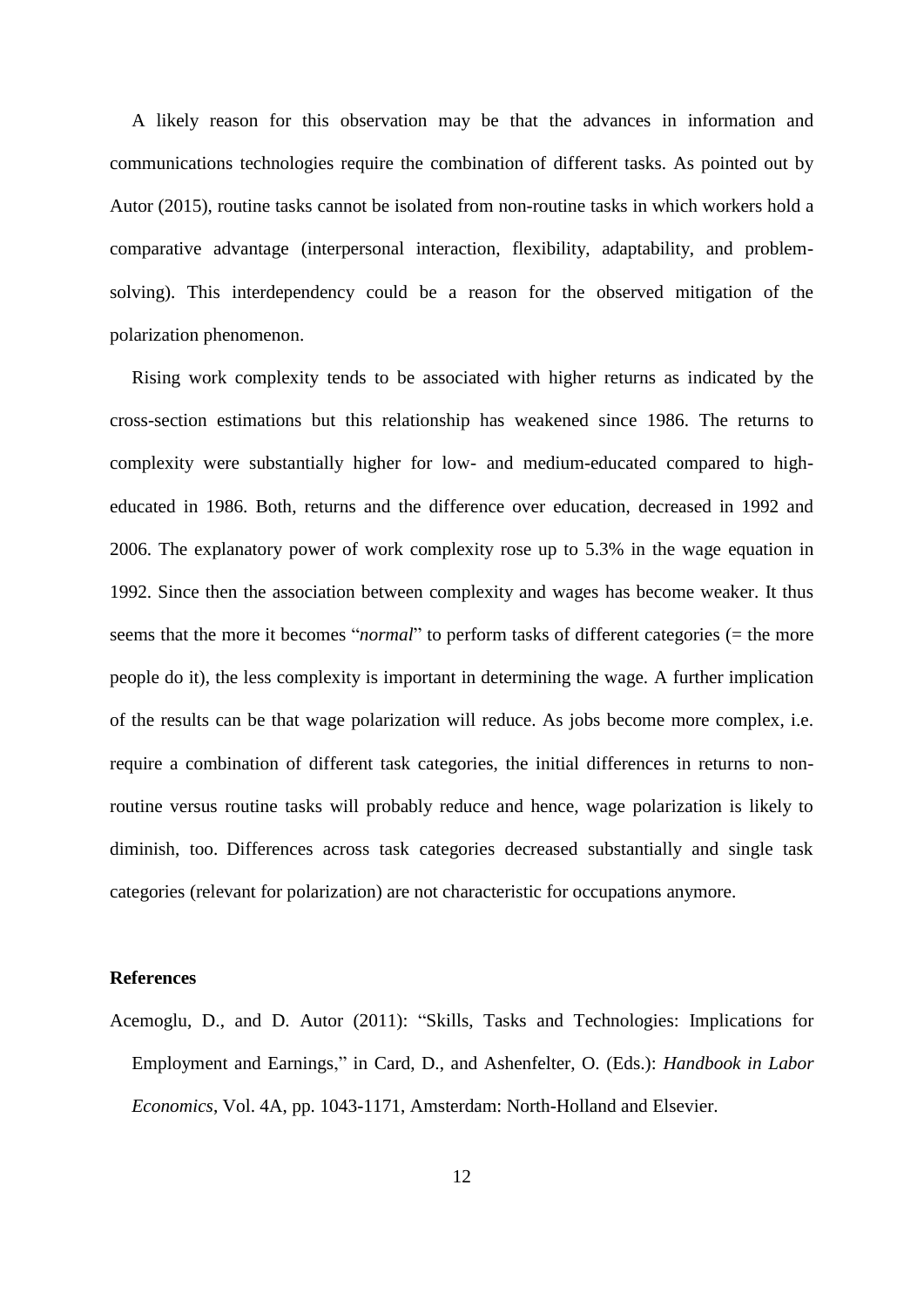A likely reason for this observation may be that the advances in information and communications technologies require the combination of different tasks. As pointed out by Autor (2015), routine tasks cannot be isolated from non-routine tasks in which workers hold a comparative advantage (interpersonal interaction, flexibility, adaptability, and problem-solving). This interdependency could be a reason for the observed mitigation of the polarization phenomenon.

Rising work complexity tends to be associated with higher returns as indicated by the cross-section estimations but this relationship has weakened since 1986. The returns to complexity were substantially higher for low- and medium-educated compared to high-educated in 1986. Both, returns and the difference over education, decreased in 1992 and 2006. The explanatory power of work complexity rose up to 5.3% in the wage equation in 1992. Since then the association between complexity and wages has become weaker. It thus seems that the more it becomes "*normal*" to perform tasks of different categories (= the more people do it), the less complexity is important in determining the wage. A further implication of the results can be that wage polarization will reduce. As jobs become more complex, i.e. require a combination of different task categories, the initial differences in returns to non-routine versus routine tasks will probably reduce and hence, wage polarization is likely to diminish, too. Differences across task categories decreased substantially and single task categories (relevant for polarization) are not characteristic for occupations anymore.

## References

Acemoglu, D., and D. Autor (2011): "Skills, Tasks and Technologies: Implications for Employment and Earnings," in Card, D., and Ashenfelter, O. (Eds.): *Handbook in Labor Economics*, Vol. 4A, pp. 1043-1171, Amsterdam: North-Holland and Elsevier.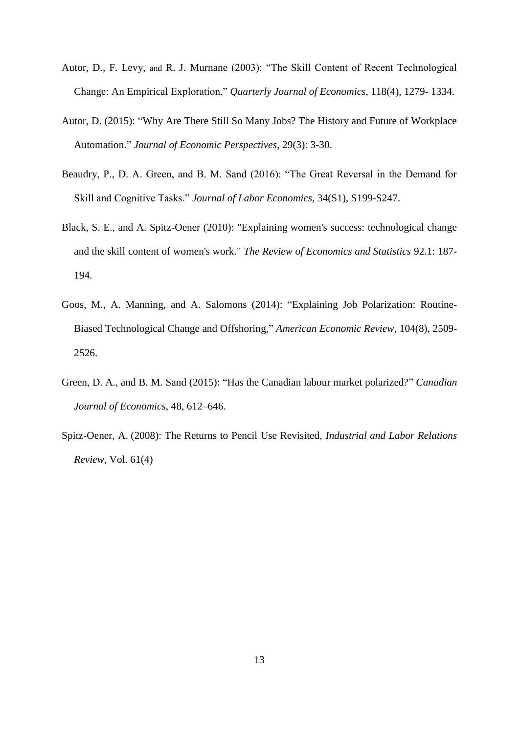Autor, D., F. Levy, and R. J. Murnane (2003): "The Skill Content of Recent Technological Change: An Empirical Exploration," *Quarterly Journal of Economics*, 118(4), 1279- 1334.

Autor, D. (2015): "Why Are There Still So Many Jobs? The History and Future of Workplace Automation." *Journal of Economic Perspectives*, 29(3): 3-30.

Beaudry, P., D. A. Green, and B. M. Sand (2016): "The Great Reversal in the Demand for Skill and Cognitive Tasks." *Journal of Labor Economics*, 34(S1), S199-S247.

Black, S. E., and A. Spitz-Oener (2010): "Explaining women's success: technological change and the skill content of women's work." *The Review of Economics and Statistics* 92.1: 187-194.

Goos, M., A. Manning, and A. Salomons (2014): "Explaining Job Polarization: Routine-Biased Technological Change and Offshoring," *American Economic Review*, 104(8), 2509-2526.

Green, D. A., and B. M. Sand (2015): "Has the Canadian labour market polarized?" *Canadian Journal of Economics*, 48, 612–646.

Spitz-Oener, A. (2008): The Returns to Pencil Use Revisited, *Industrial and Labor Relations Review*, Vol. 61(4)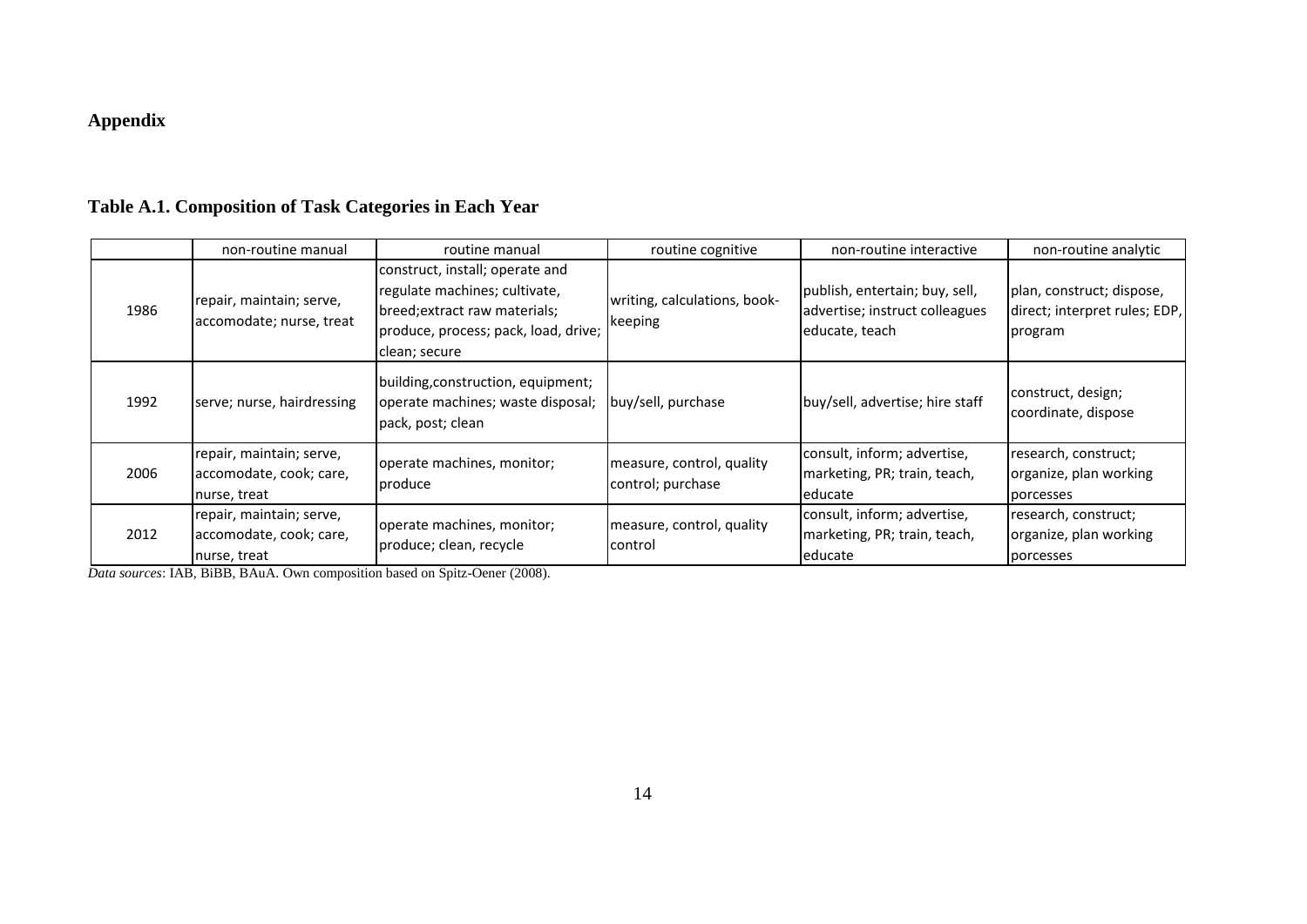# Appendix

**Table A.1. Composition of Task Categories in Each Year**

| | non-routine manual | routine manual | routine cognitive | non-routine interactive | non-routine analytic |
|---|---|---|---|---|---|
| 1986 | repair, maintain; serve, accomodate; nurse, treat | construct, install; operate and regulate machines; cultivate, breed;extract raw materials; produce, process; pack, load, drive; clean; secure | writing, calculations, book-keeping | publish, entertain; buy, sell, advertise; instruct colleagues educate, teach | plan, construct; dispose, direct; interpret rules; EDP, program |
| 1992 | serve; nurse, hairdressing | building,construction, equipment; operate machines; waste disposal; pack, post; clean | buy/sell, purchase | buy/sell, advertise; hire staff | construct, design; coordinate, dispose |
| 2006 | repair, maintain; serve, accomodate, cook; care, nurse, treat | operate machines, monitor; produce | measure, control, quality control; purchase | consult, inform; advertise, marketing, PR; train, teach, educate | research, construct; organize, plan working porcesses |
| 2012 | repair, maintain; serve, accomodate, cook; care, nurse, treat | operate machines, monitor; produce; clean, recycle | measure, control, quality control | consult, inform; advertise, marketing, PR; train, teach, educate | research, construct; organize, plan working porcesses |

*Data sources*: IAB, BiBB, BAuA. Own composition based on Spitz-Oener (2008).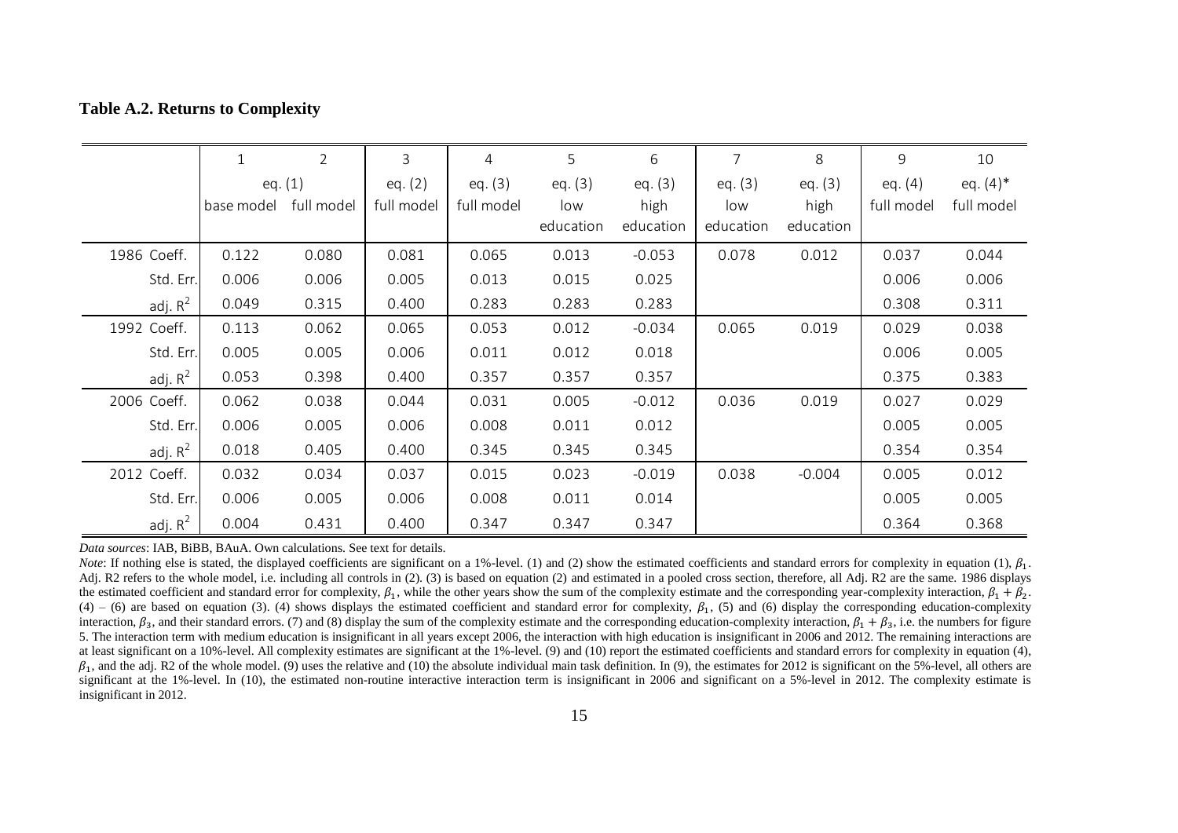**Table A.2. Returns to Complexity**

| | | 1 | 2 | 3 | 4 | 5 | 6 | 7 | 8 | 9 | 10 |
|---|---|---|---|---|---|---|---|---|---|---|---|
| | | eq. (1) | | eq. (2) | eq. (3) | eq. (3) | eq. (3) | eq. (3) | eq. (3) | eq. (4) | eq. (4)* |
| | | base model | full model | full model | full model | low education | high education | low education | high education | full model | full model |
| 1986 | Coeff. | 0.122 | 0.080 | 0.081 | 0.065 | 0.013 | -0.053 | 0.078 | 0.012 | 0.037 | 0.044 |
| | Std. Err. | 0.006 | 0.006 | 0.005 | 0.013 | 0.015 | 0.025 | | | 0.006 | 0.006 |
| | adj. $R^2$ | 0.049 | 0.315 | 0.400 | 0.283 | 0.283 | 0.283 | | | 0.308 | 0.311 |
| 1992 | Coeff. | 0.113 | 0.062 | 0.065 | 0.053 | 0.012 | -0.034 | 0.065 | 0.019 | 0.029 | 0.038 |
| | Std. Err. | 0.005 | 0.005 | 0.006 | 0.011 | 0.012 | 0.018 | | | 0.006 | 0.005 |
| | adj. $R^2$ | 0.053 | 0.398 | 0.400 | 0.357 | 0.357 | 0.357 | | | 0.375 | 0.383 |
| 2006 | Coeff. | 0.062 | 0.038 | 0.044 | 0.031 | 0.005 | -0.012 | 0.036 | 0.019 | 0.027 | 0.029 |
| | Std. Err. | 0.006 | 0.005 | 0.006 | 0.008 | 0.011 | 0.012 | | | 0.005 | 0.005 |
| | adj. $R^2$ | 0.018 | 0.405 | 0.400 | 0.345 | 0.345 | 0.345 | | | 0.354 | 0.354 |
| 2012 | Coeff. | 0.032 | 0.034 | 0.037 | 0.015 | 0.023 | -0.019 | 0.038 | -0.004 | 0.005 | 0.012 |
| | Std. Err. | 0.006 | 0.005 | 0.006 | 0.008 | 0.011 | 0.014 | | | 0.005 | 0.005 |
| | adj. $R^2$ | 0.004 | 0.431 | 0.400 | 0.347 | 0.347 | 0.347 | | | 0.364 | 0.368 |

*Data sources*: IAB, BiBB, BAuA. Own calculations. See text for details.

*Note*: If nothing else is stated, the displayed coefficients are significant on a 1%-level. (1) and (2) show the estimated coefficients and standard errors for complexity in equation (1), $\beta_1$. Adj. R2 refers to the whole model, i.e. including all controls in (2). (3) is based on equation (2) and estimated in a pooled cross section, therefore, all Adj. R2 are the same. 1986 displays the estimated coefficient and standard error for complexity, $\beta_1$, while the other years show the sum of the complexity estimate and the corresponding year-complexity interaction, $\beta_1 + \beta_2$. (4) – (6) are based on equation (3). (4) shows displays the estimated coefficient and standard error for complexity, $\beta_1$, (5) and (6) display the corresponding education-complexity interaction, $\beta_3$, and their standard errors. (7) and (8) display the sum of the complexity estimate and the corresponding education-complexity interaction, $\beta_1 + \beta_3$, i.e. the numbers for figure 5. The interaction term with medium education is insignificant in all years except 2006, the interaction with high education is insignificant in 2006 and 2012. The remaining interactions are at least significant on a 10%-level. All complexity estimates are significant at the 1%-level. (9) and (10) report the estimated coefficients and standard errors for complexity in equation (4), $\beta_1$, and the adj. R2 of the whole model. (9) uses the relative and (10) the absolute individual main task definition. In (9), the estimates for 2012 is significant on the 5%-level, all others are significant at the 1%-level. In (10), the estimated non-routine interactive interaction term is insignificant in 2006 and significant on a 5%-level in 2012. The complexity estimate is insignificant in 2012.